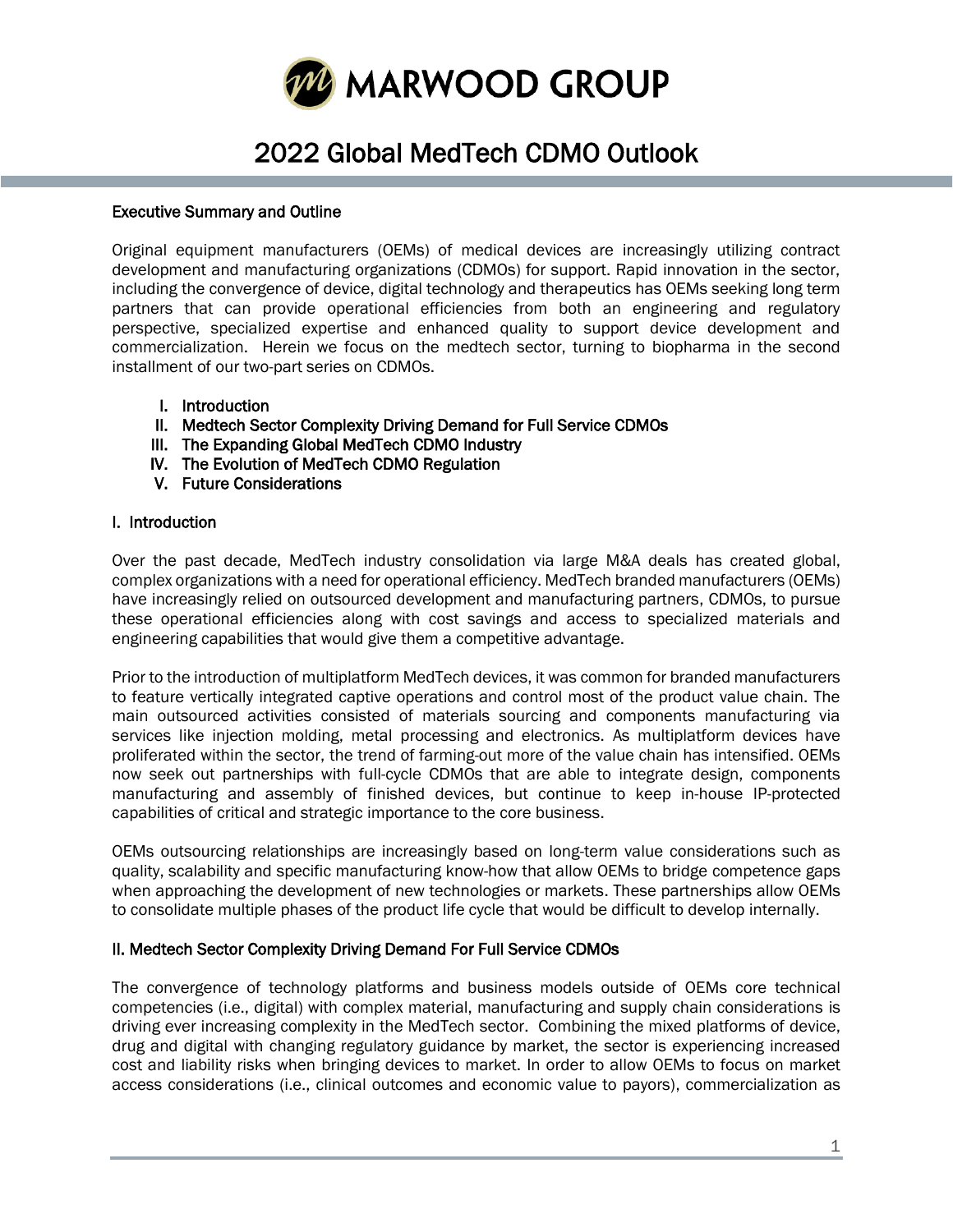# MARWOOD GROUP

# 2022 Global MedTech CDMO Outlook

## Executive Summary and Outline

Original equipment manufacturers (OEMs) of medical devices are increasingly utilizing contract development and manufacturing organizations (CDMOs) for support. Rapid innovation in the sector, including the convergence of device, digital technology and therapeutics has OEMs seeking long term partners that can provide operational efficiencies from both an engineering and regulatory perspective, specialized expertise and enhanced quality to support device development and commercialization. Herein we focus on the medtech sector, turning to biopharma in the second installment of our two-part series on CDMOs.

I. Introduction
II. Medtech Sector Complexity Driving Demand for Full Service CDMOs
III. The Expanding Global MedTech CDMO Industry
IV. The Evolution of MedTech CDMO Regulation
V. Future Considerations

## I. Introduction

Over the past decade, MedTech industry consolidation via large M&A deals has created global, complex organizations with a need for operational efficiency. MedTech branded manufacturers (OEMs) have increasingly relied on outsourced development and manufacturing partners, CDMOs, to pursue these operational efficiencies along with cost savings and access to specialized materials and engineering capabilities that would give them a competitive advantage.

Prior to the introduction of multiplatform MedTech devices, it was common for branded manufacturers to feature vertically integrated captive operations and control most of the product value chain. The main outsourced activities consisted of materials sourcing and components manufacturing via services like injection molding, metal processing and electronics. As multiplatform devices have proliferated within the sector, the trend of farming-out more of the value chain has intensified. OEMs now seek out partnerships with full-cycle CDMOs that are able to integrate design, components manufacturing and assembly of finished devices, but continue to keep in-house IP-protected capabilities of critical and strategic importance to the core business.

OEMs outsourcing relationships are increasingly based on long-term value considerations such as quality, scalability and specific manufacturing know-how that allow OEMs to bridge competence gaps when approaching the development of new technologies or markets. These partnerships allow OEMs to consolidate multiple phases of the product life cycle that would be difficult to develop internally.

## II. Medtech Sector Complexity Driving Demand For Full Service CDMOs

The convergence of technology platforms and business models outside of OEMs core technical competencies (i.e., digital) with complex material, manufacturing and supply chain considerations is driving ever increasing complexity in the MedTech sector. Combining the mixed platforms of device, drug and digital with changing regulatory guidance by market, the sector is experiencing increased cost and liability risks when bringing devices to market. In order to allow OEMs to focus on market access considerations (i.e., clinical outcomes and economic value to payors), commercialization as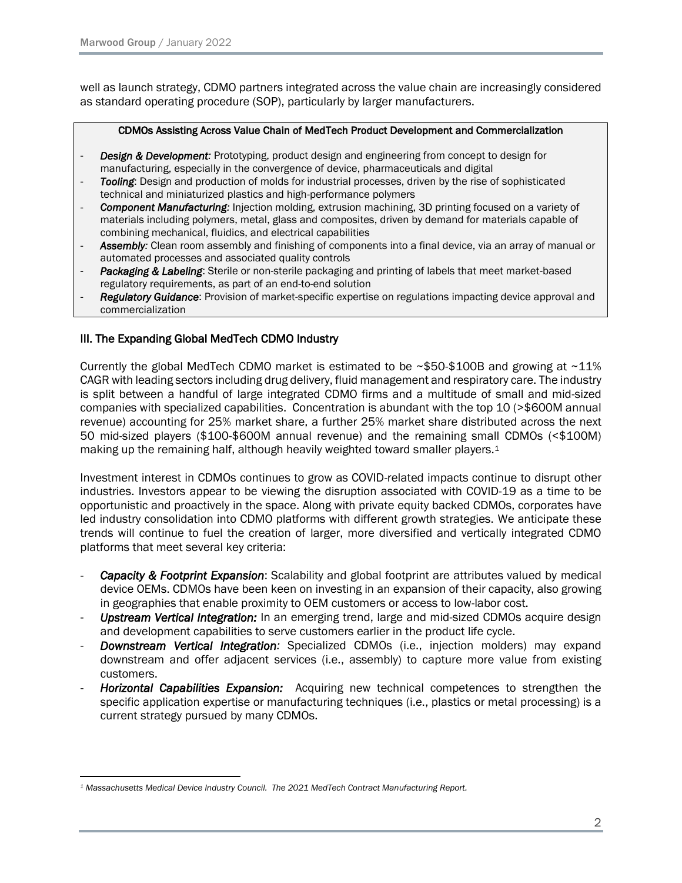well as launch strategy, CDMO partners integrated across the value chain are increasingly considered as standard operating procedure (SOP), particularly by larger manufacturers.

**CDMOs Assisting Across Value Chain of MedTech Product Development and Commercialization**

- ***Design & Development:*** Prototyping, product design and engineering from concept to design for manufacturing, especially in the convergence of device, pharmaceuticals and digital
- ***Tooling***: Design and production of molds for industrial processes, driven by the rise of sophisticated technical and miniaturized plastics and high-performance polymers
- ***Component Manufacturing:*** Injection molding, extrusion machining, 3D printing focused on a variety of materials including polymers, metal, glass and composites, driven by demand for materials capable of combining mechanical, fluidics, and electrical capabilities
- ***Assembly:*** Clean room assembly and finishing of components into a final device, via an array of manual or automated processes and associated quality controls
- ***Packaging & Labeling***: Sterile or non-sterile packaging and printing of labels that meet market-based regulatory requirements, as part of an end-to-end solution
- ***Regulatory Guidance***: Provision of market-specific expertise on regulations impacting device approval and commercialization

## III. The Expanding Global MedTech CDMO Industry

Currently the global MedTech CDMO market is estimated to be ~$50-$100B and growing at ~11% CAGR with leading sectors including drug delivery, fluid management and respiratory care. The industry is split between a handful of large integrated CDMO firms and a multitude of small and mid-sized companies with specialized capabilities. Concentration is abundant with the top 10 (>$600M annual revenue) accounting for 25% market share, a further 25% market share distributed across the next 50 mid-sized players ($100-$600M annual revenue) and the remaining small CDMOs (<$100M) making up the remaining half, although heavily weighted toward smaller players.[1]

Investment interest in CDMOs continues to grow as COVID-related impacts continue to disrupt other industries. Investors appear to be viewing the disruption associated with COVID-19 as a time to be opportunistic and proactively in the space. Along with private equity backed CDMOs, corporates have led industry consolidation into CDMO platforms with different growth strategies. We anticipate these trends will continue to fuel the creation of larger, more diversified and vertically integrated CDMO platforms that meet several key criteria:

- ***Capacity & Footprint Expansion***: Scalability and global footprint are attributes valued by medical device OEMs. CDMOs have been keen on investing in an expansion of their capacity, also growing in geographies that enable proximity to OEM customers or access to low-labor cost.
- ***Upstream Vertical Integration:*** In an emerging trend, large and mid-sized CDMOs acquire design and development capabilities to serve customers earlier in the product life cycle.
- ***Downstream Vertical Integration:*** Specialized CDMOs (i.e., injection molders) may expand downstream and offer adjacent services (i.e., assembly) to capture more value from existing customers.
- ***Horizontal Capabilities Expansion:*** Acquiring new technical competences to strengthen the specific application expertise or manufacturing techniques (i.e., plastics or metal processing) is a current strategy pursued by many CDMOs.

---

[1] *Massachusetts Medical Device Industry Council. The 2021 MedTech Contract Manufacturing Report.*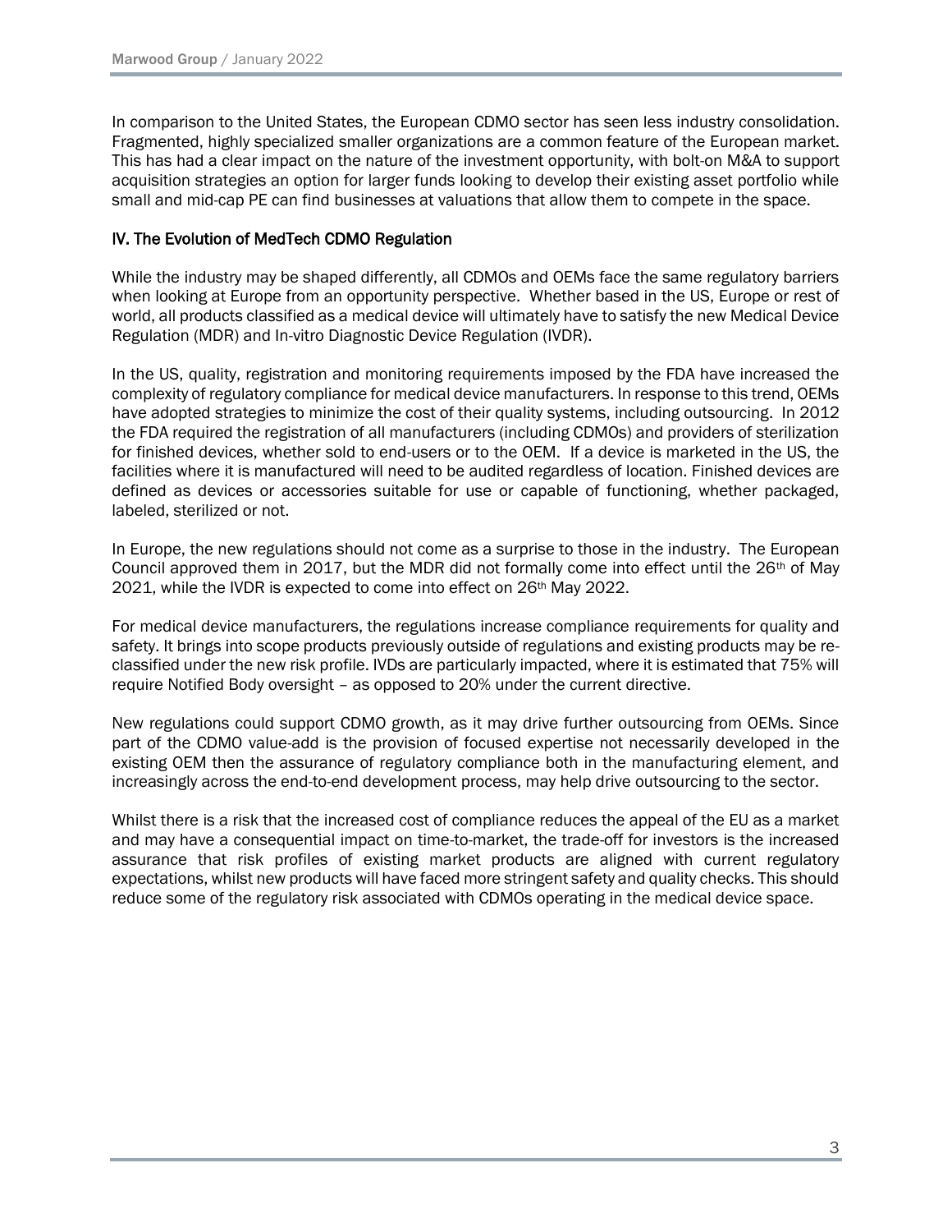In comparison to the United States, the European CDMO sector has seen less industry consolidation. Fragmented, highly specialized smaller organizations are a common feature of the European market. This has had a clear impact on the nature of the investment opportunity, with bolt-on M&A to support acquisition strategies an option for larger funds looking to develop their existing asset portfolio while small and mid-cap PE can find businesses at valuations that allow them to compete in the space.

## IV. The Evolution of MedTech CDMO Regulation

While the industry may be shaped differently, all CDMOs and OEMs face the same regulatory barriers when looking at Europe from an opportunity perspective. Whether based in the US, Europe or rest of world, all products classified as a medical device will ultimately have to satisfy the new Medical Device Regulation (MDR) and In-vitro Diagnostic Device Regulation (IVDR).

In the US, quality, registration and monitoring requirements imposed by the FDA have increased the complexity of regulatory compliance for medical device manufacturers. In response to this trend, OEMs have adopted strategies to minimize the cost of their quality systems, including outsourcing. In 2012 the FDA required the registration of all manufacturers (including CDMOs) and providers of sterilization for finished devices, whether sold to end-users or to the OEM. If a device is marketed in the US, the facilities where it is manufactured will need to be audited regardless of location. Finished devices are defined as devices or accessories suitable for use or capable of functioning, whether packaged, labeled, sterilized or not.

In Europe, the new regulations should not come as a surprise to those in the industry. The European Council approved them in 2017, but the MDR did not formally come into effect until the 26th of May 2021, while the IVDR is expected to come into effect on 26th May 2022.

For medical device manufacturers, the regulations increase compliance requirements for quality and safety. It brings into scope products previously outside of regulations and existing products may be re-classified under the new risk profile. IVDs are particularly impacted, where it is estimated that 75% will require Notified Body oversight – as opposed to 20% under the current directive.

New regulations could support CDMO growth, as it may drive further outsourcing from OEMs. Since part of the CDMO value-add is the provision of focused expertise not necessarily developed in the existing OEM then the assurance of regulatory compliance both in the manufacturing element, and increasingly across the end-to-end development process, may help drive outsourcing to the sector.

Whilst there is a risk that the increased cost of compliance reduces the appeal of the EU as a market and may have a consequential impact on time-to-market, the trade-off for investors is the increased assurance that risk profiles of existing market products are aligned with current regulatory expectations, whilst new products will have faced more stringent safety and quality checks. This should reduce some of the regulatory risk associated with CDMOs operating in the medical device space.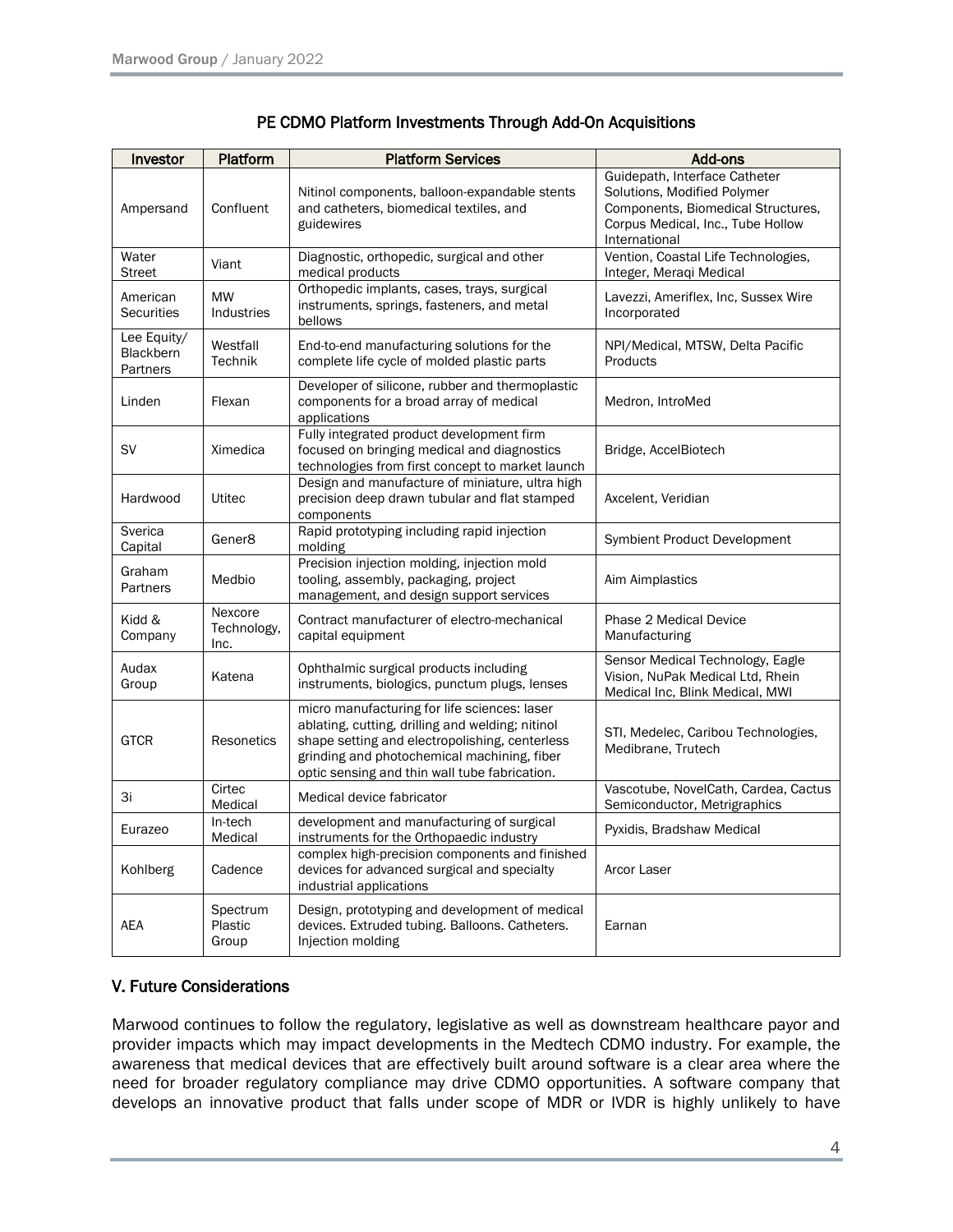## PE CDMO Platform Investments Through Add-On Acquisitions

| Investor | Platform | Platform Services | Add-ons |
|---|---|---|---|
| Ampersand | Confluent | Nitinol components, balloon-expandable stents and catheters, biomedical textiles, and guidewires | Guidepath, Interface Catheter Solutions, Modified Polymer Components, Biomedical Structures, Corpus Medical, Inc., Tube Hollow International |
| Water Street | Viant | Diagnostic, orthopedic, surgical and other medical products | Vention, Coastal Life Technologies, Integer, Meraqi Medical |
| American Securities | MW Industries | Orthopedic implants, cases, trays, surgical instruments, springs, fasteners, and metal bellows | Lavezzi, Ameriflex, Inc, Sussex Wire Incorporated |
| Lee Equity/ Blackbern Partners | Westfall Technik | End-to-end manufacturing solutions for the complete life cycle of molded plastic parts | NPI/Medical, MTSW, Delta Pacific Products |
| Linden | Flexan | Developer of silicone, rubber and thermoplastic components for a broad array of medical applications | Medron, IntroMed |
| SV | Ximedica | Fully integrated product development firm focused on bringing medical and diagnostics technologies from first concept to market launch | Bridge, AccelBiotech |
| Hardwood | Utitec | Design and manufacture of miniature, ultra high precision deep drawn tubular and flat stamped components | Axcelent, Veridian |
| Sverica Capital | Gener8 | Rapid prototyping including rapid injection molding | Symbient Product Development |
| Graham Partners | Medbio | Precision injection molding, injection mold tooling, assembly, packaging, project management, and design support services | Aim Aimplastics |
| Kidd & Company | Nexcore Technology, Inc. | Contract manufacturer of electro-mechanical capital equipment | Phase 2 Medical Device Manufacturing |
| Audax Group | Katena | Ophthalmic surgical products including instruments, biologics, punctum plugs, lenses | Sensor Medical Technology, Eagle Vision, NuPak Medical Ltd, Rhein Medical Inc, Blink Medical, MWI |
| GTCR | Resonetics | micro manufacturing for life sciences: laser ablating, cutting, drilling and welding; nitinol shape setting and electropolishing, centerless grinding and photochemical machining, fiber optic sensing and thin wall tube fabrication. | STI, Medelec, Caribou Technologies, Medibrane, Trutech |
| 3i | Cirtec Medical | Medical device fabricator | Vascotube, NovelCath, Cardea, Cactus Semiconductor, Metrigraphics |
| Eurazeo | In-tech Medical | development and manufacturing of surgical instruments for the Orthopaedic industry | Pyxidis, Bradshaw Medical |
| Kohlberg | Cadence | complex high-precision components and finished devices for advanced surgical and specialty industrial applications | Arcor Laser |
| AEA | Spectrum Plastic Group | Design, prototyping and development of medical devices. Extruded tubing. Balloons. Catheters. Injection molding | Earnan |

## V. Future Considerations

Marwood continues to follow the regulatory, legislative as well as downstream healthcare payor and provider impacts which may impact developments in the Medtech CDMO industry. For example, the awareness that medical devices that are effectively built around software is a clear area where the need for broader regulatory compliance may drive CDMO opportunities. A software company that develops an innovative product that falls under scope of MDR or IVDR is highly unlikely to have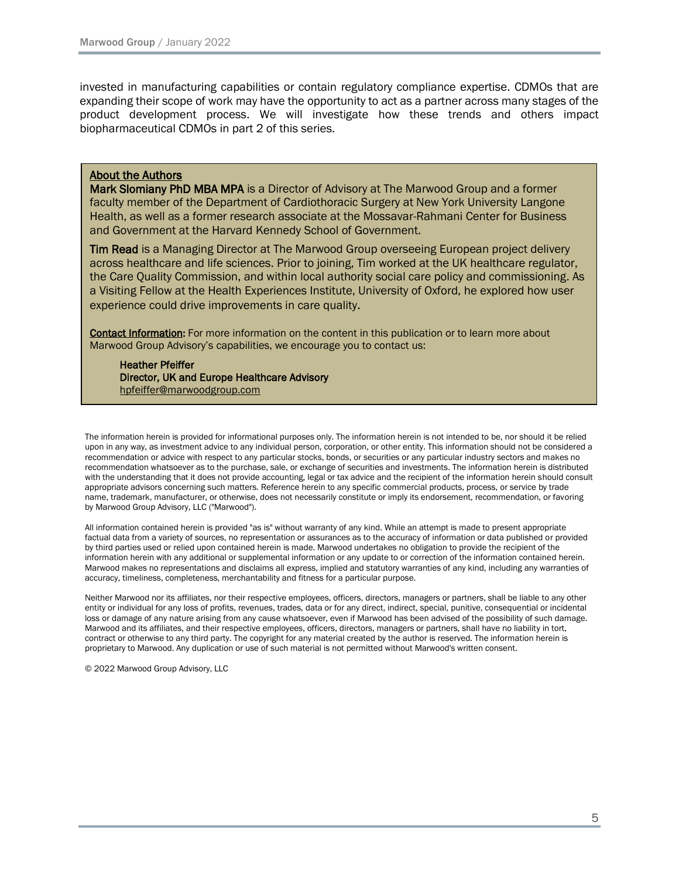invested in manufacturing capabilities or contain regulatory compliance expertise. CDMOs that are expanding their scope of work may have the opportunity to act as a partner across many stages of the product development process. We will investigate how these trends and others impact biopharmaceutical CDMOs in part 2 of this series.

**About the Authors**

**Mark Slomiany PhD MBA MPA** is a Director of Advisory at The Marwood Group and a former faculty member of the Department of Cardiothoracic Surgery at New York University Langone Health, as well as a former research associate at the Mossavar-Rahmani Center for Business and Government at the Harvard Kennedy School of Government.

**Tim Read** is a Managing Director at The Marwood Group overseeing European project delivery across healthcare and life sciences. Prior to joining, Tim worked at the UK healthcare regulator, the Care Quality Commission, and within local authority social care policy and commissioning. As a Visiting Fellow at the Health Experiences Institute, University of Oxford, he explored how user experience could drive improvements in care quality.

**Contact Information:** For more information on the content in this publication or to learn more about Marwood Group Advisory's capabilities, we encourage you to contact us:

**Heather Pfeiffer**
**Director, UK and Europe Healthcare Advisory**
hpfeiffer@marwoodgroup.com

The information herein is provided for informational purposes only. The information herein is not intended to be, nor should it be relied upon in any way, as investment advice to any individual person, corporation, or other entity. This information should not be considered a recommendation or advice with respect to any particular stocks, bonds, or securities or any particular industry sectors and makes no recommendation whatsoever as to the purchase, sale, or exchange of securities and investments. The information herein is distributed with the understanding that it does not provide accounting, legal or tax advice and the recipient of the information herein should consult appropriate advisors concerning such matters. Reference herein to any specific commercial products, process, or service by trade name, trademark, manufacturer, or otherwise, does not necessarily constitute or imply its endorsement, recommendation, or favoring by Marwood Group Advisory, LLC ("Marwood").

All information contained herein is provided "as is" without warranty of any kind. While an attempt is made to present appropriate factual data from a variety of sources, no representation or assurances as to the accuracy of information or data published or provided by third parties used or relied upon contained herein is made. Marwood undertakes no obligation to provide the recipient of the information herein with any additional or supplemental information or any update to or correction of the information contained herein. Marwood makes no representations and disclaims all express, implied and statutory warranties of any kind, including any warranties of accuracy, timeliness, completeness, merchantability and fitness for a particular purpose.

Neither Marwood nor its affiliates, nor their respective employees, officers, directors, managers or partners, shall be liable to any other entity or individual for any loss of profits, revenues, trades, data or for any direct, indirect, special, punitive, consequential or incidental loss or damage of any nature arising from any cause whatsoever, even if Marwood has been advised of the possibility of such damage. Marwood and its affiliates, and their respective employees, officers, directors, managers or partners, shall have no liability in tort, contract or otherwise to any third party. The copyright for any material created by the author is reserved. The information herein is proprietary to Marwood. Any duplication or use of such material is not permitted without Marwood's written consent.

© 2022 Marwood Group Advisory, LLC